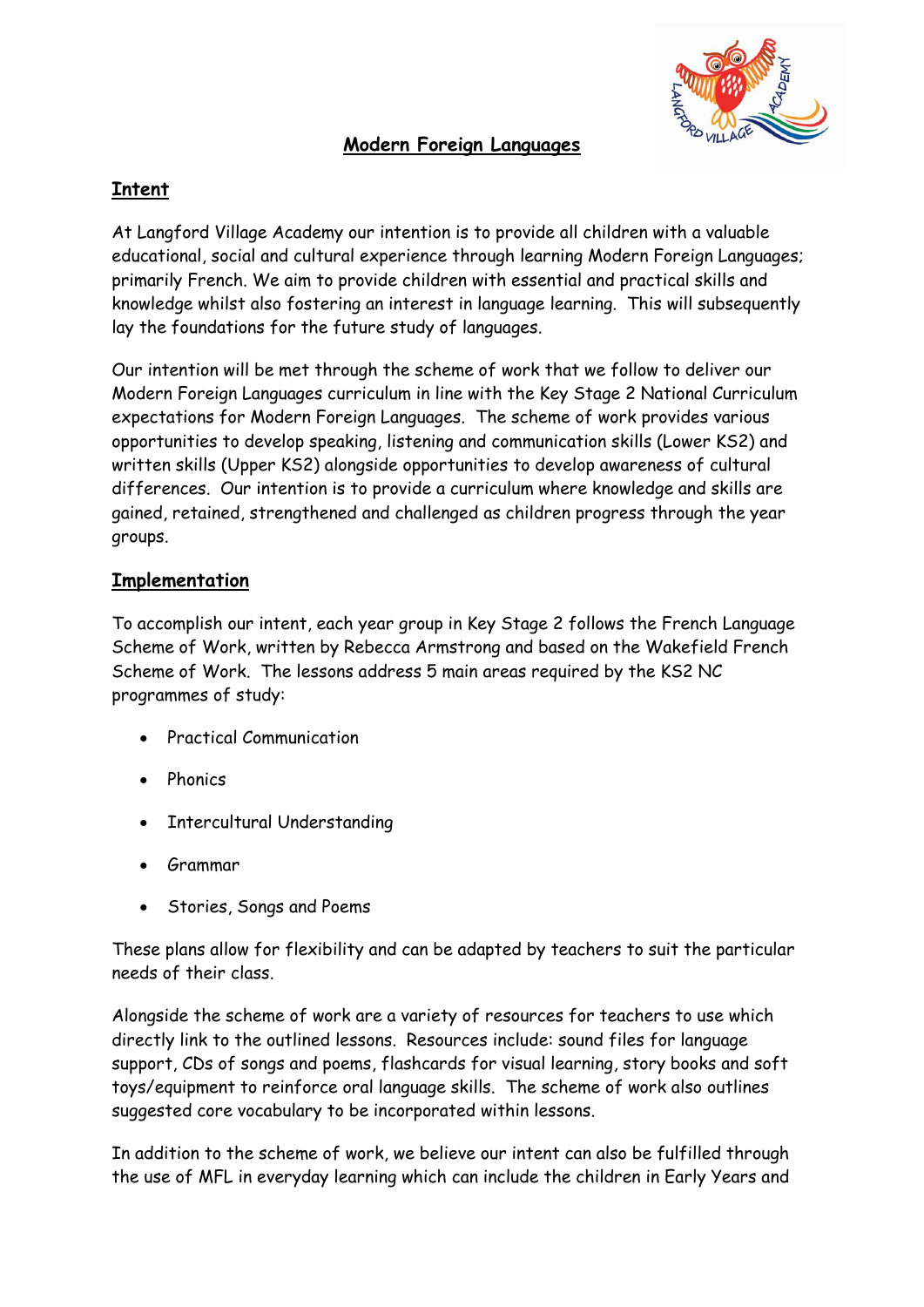# Modern Foreign Languages

## Intent

At Langford Village Academy our intention is to provide all children with a valuable educational, social and cultural experience through learning Modern Foreign Languages; primarily French. We aim to provide children with essential and practical skills and knowledge whilst also fostering an interest in language learning. This will subsequently lay the foundations for the future study of languages.

Our intention will be met through the scheme of work that we follow to deliver our Modern Foreign Languages curriculum in line with the Key Stage 2 National Curriculum expectations for Modern Foreign Languages. The scheme of work provides various opportunities to develop speaking, listening and communication skills (Lower KS2) and written skills (Upper KS2) alongside opportunities to develop awareness of cultural differences. Our intention is to provide a curriculum where knowledge and skills are gained, retained, strengthened and challenged as children progress through the year groups.

## Implementation

To accomplish our intent, each year group in Key Stage 2 follows the French Language Scheme of Work, written by Rebecca Armstrong and based on the Wakefield French Scheme of Work. The lessons address 5 main areas required by the KS2 NC programmes of study:

- Practical Communication
- Phonics
- Intercultural Understanding
- Grammar
- Stories, Songs and Poems

These plans allow for flexibility and can be adapted by teachers to suit the particular needs of their class.

Alongside the scheme of work are a variety of resources for teachers to use which directly link to the outlined lessons. Resources include: sound files for language support, CDs of songs and poems, flashcards for visual learning, story books and soft toys/equipment to reinforce oral language skills. The scheme of work also outlines suggested core vocabulary to be incorporated within lessons.

In addition to the scheme of work, we believe our intent can also be fulfilled through the use of MFL in everyday learning which can include the children in Early Years and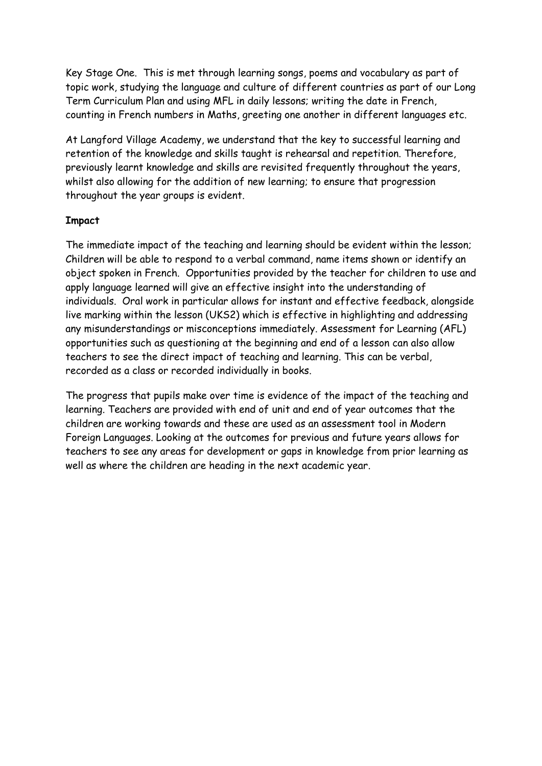Key Stage One. This is met through learning songs, poems and vocabulary as part of topic work, studying the language and culture of different countries as part of our Long Term Curriculum Plan and using MFL in daily lessons; writing the date in French, counting in French numbers in Maths, greeting one another in different languages etc.

At Langford Village Academy, we understand that the key to successful learning and retention of the knowledge and skills taught is rehearsal and repetition. Therefore, previously learnt knowledge and skills are revisited frequently throughout the years, whilst also allowing for the addition of new learning; to ensure that progression throughout the year groups is evident.

**Impact**

The immediate impact of the teaching and learning should be evident within the lesson; Children will be able to respond to a verbal command, name items shown or identify an object spoken in French. Opportunities provided by the teacher for children to use and apply language learned will give an effective insight into the understanding of individuals. Oral work in particular allows for instant and effective feedback, alongside live marking within the lesson (UKS2) which is effective in highlighting and addressing any misunderstandings or misconceptions immediately. Assessment for Learning (AFL) opportunities such as questioning at the beginning and end of a lesson can also allow teachers to see the direct impact of teaching and learning. This can be verbal, recorded as a class or recorded individually in books.

The progress that pupils make over time is evidence of the impact of the teaching and learning. Teachers are provided with end of unit and end of year outcomes that the children are working towards and these are used as an assessment tool in Modern Foreign Languages. Looking at the outcomes for previous and future years allows for teachers to see any areas for development or gaps in knowledge from prior learning as well as where the children are heading in the next academic year.